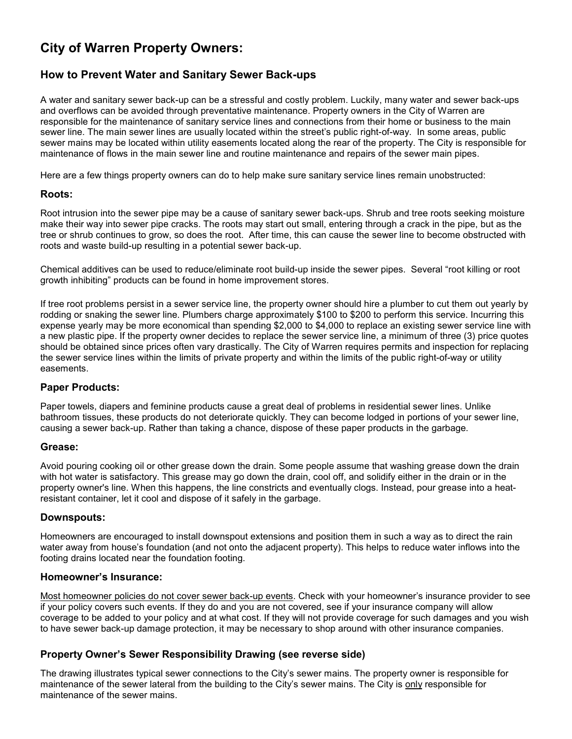# City of Warren Property Owners:

## How to Prevent Water and Sanitary Sewer Back-ups

A water and sanitary sewer back-up can be a stressful and costly problem. Luckily, many water and sewer back-ups and overflows can be avoided through preventative maintenance. Property owners in the City of Warren are responsible for the maintenance of sanitary service lines and connections from their home or business to the main sewer line. The main sewer lines are usually located within the street's public right-of-way. In some areas, public sewer mains may be located within utility easements located along the rear of the property. The City is responsible for maintenance of flows in the main sewer line and routine maintenance and repairs of the sewer main pipes.

Here are a few things property owners can do to help make sure sanitary service lines remain unobstructed:

### Roots:

Root intrusion into the sewer pipe may be a cause of sanitary sewer back-ups. Shrub and tree roots seeking moisture make their way into sewer pipe cracks. The roots may start out small, entering through a crack in the pipe, but as the tree or shrub continues to grow, so does the root. After time, this can cause the sewer line to become obstructed with roots and waste build-up resulting in a potential sewer back-up.

Chemical additives can be used to reduce/eliminate root build-up inside the sewer pipes. Several "root killing or root growth inhibiting" products can be found in home improvement stores.

If tree root problems persist in a sewer service line, the property owner should hire a plumber to cut them out yearly by rodding or snaking the sewer line. Plumbers charge approximately $100 to $200 to perform this service. Incurring this expense yearly may be more economical than spending $2,000 to $4,000 to replace an existing sewer service line with a new plastic pipe. If the property owner decides to replace the sewer service line, a minimum of three (3) price quotes should be obtained since prices often vary drastically. The City of Warren requires permits and inspection for replacing the sewer service lines within the limits of private property and within the limits of the public right-of-way or utility easements.

### Paper Products:

Paper towels, diapers and feminine products cause a great deal of problems in residential sewer lines. Unlike bathroom tissues, these products do not deteriorate quickly. They can become lodged in portions of your sewer line, causing a sewer back-up. Rather than taking a chance, dispose of these paper products in the garbage.

### Grease:

Avoid pouring cooking oil or other grease down the drain. Some people assume that washing grease down the drain with hot water is satisfactory. This grease may go down the drain, cool off, and solidify either in the drain or in the property owner's line. When this happens, the line constricts and eventually clogs. Instead, pour grease into a heat-resistant container, let it cool and dispose of it safely in the garbage.

### Downspouts:

Homeowners are encouraged to install downspout extensions and position them in such a way as to direct the rain water away from house's foundation (and not onto the adjacent property). This helps to reduce water inflows into the footing drains located near the foundation footing.

### Homeowner's Insurance:

<u>Most homeowner policies do not cover sewer back-up events</u>. Check with your homeowner's insurance provider to see if your policy covers such events. If they do and you are not covered, see if your insurance company will allow coverage to be added to your policy and at what cost. If they will not provide coverage for such damages and you wish to have sewer back-up damage protection, it may be necessary to shop around with other insurance companies.

### Property Owner's Sewer Responsibility Drawing (see reverse side)

The drawing illustrates typical sewer connections to the City's sewer mains. The property owner is responsible for maintenance of the sewer lateral from the building to the City's sewer mains. The City is <u>only</u> responsible for maintenance of the sewer mains.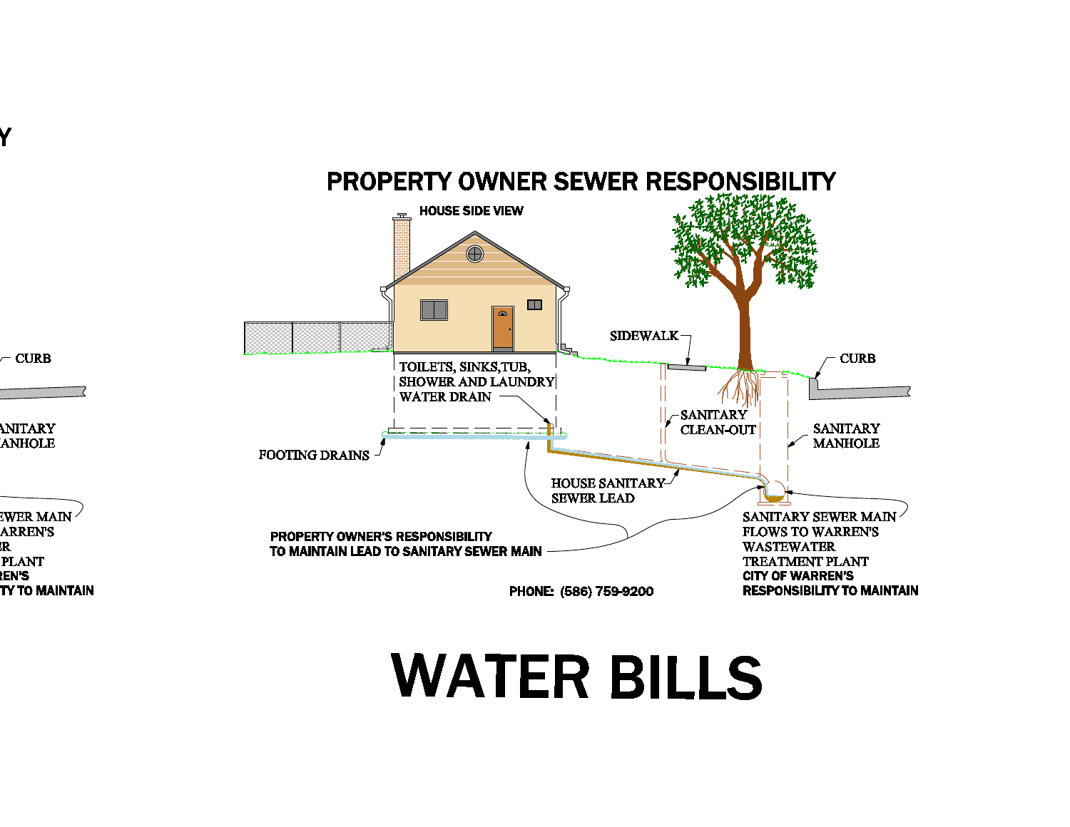# PROPERTY OWNER SEWER RESPONSIBILITY

HOUSE SIDE VIEW

TOILETS, SINKS,TUB, SHOWER AND LAUNDRY WATER DRAIN

SIDEWALK

CURB

SANITARY CLEAN-OUT

SANITARY MANHOLE

FOOTING DRAINS

HOUSE SANITARY SEWER LEAD

SANITARY SEWER MAIN FLOWS TO WARREN'S WASTEWATER TREATMENT PLANT
**CITY OF WARREN'S RESPONSIBILITY TO MAINTAIN**

**PROPERTY OWNER'S RESPONSIBILITY TO MAINTAIN LEAD TO SANITARY SEWER MAIN**

**PHONE: (586) 759-9200**

# WATER BILLS